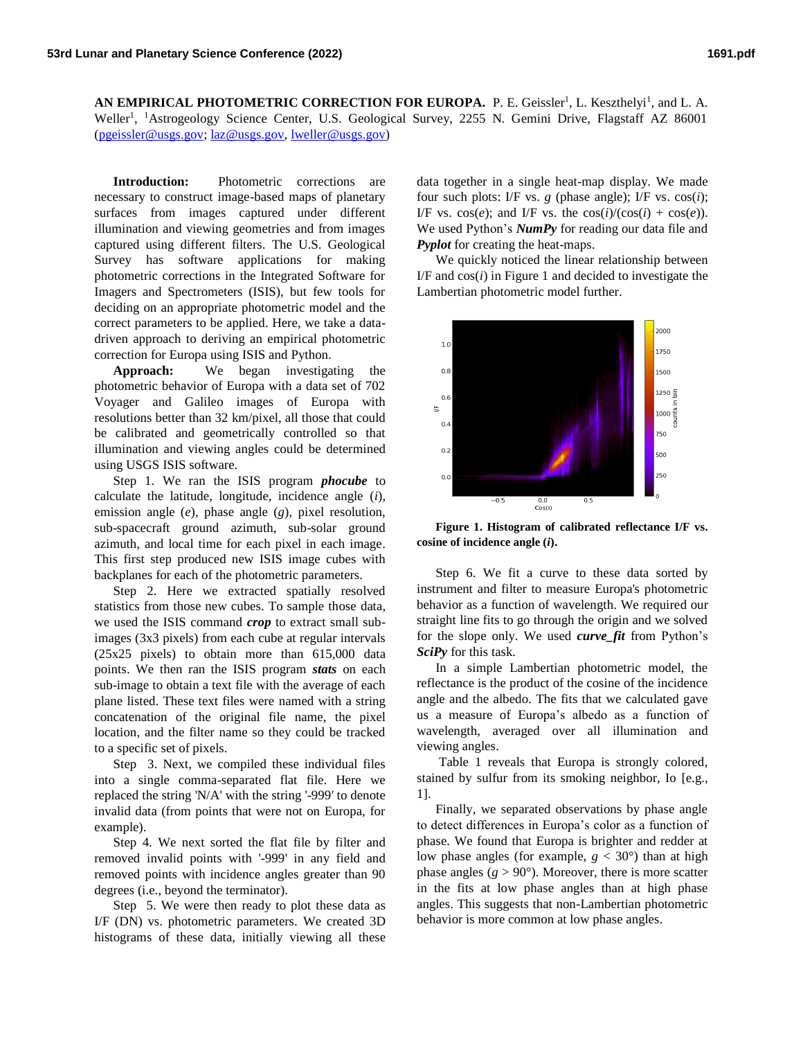**AN EMPIRICAL PHOTOMETRIC CORRECTION FOR EUROPA.** P. E. Geissler[1], L. Keszthelyi[1], and L. A. Weller[1], [1]Astrogeology Science Center, U.S. Geological Survey, 2255 N. Gemini Drive, Flagstaff AZ 86001 (pgeissler@usgs.gov; laz@usgs.gov, lweller@usgs.gov)

**Introduction:** Photometric corrections are necessary to construct image-based maps of planetary surfaces from images captured under different illumination and viewing geometries and from images captured using different filters. The U.S. Geological Survey has software applications for making photometric corrections in the Integrated Software for Imagers and Spectrometers (ISIS), but few tools for deciding on an appropriate photometric model and the correct parameters to be applied. Here, we take a data-driven approach to deriving an empirical photometric correction for Europa using ISIS and Python.

**Approach:** We began investigating the photometric behavior of Europa with a data set of 702 Voyager and Galileo images of Europa with resolutions better than 32 km/pixel, all those that could be calibrated and geometrically controlled so that illumination and viewing angles could be determined using USGS ISIS software.

Step 1. We ran the ISIS program ***phocube*** to calculate the latitude, longitude, incidence angle ($i$), emission angle ($e$), phase angle ($g$), pixel resolution, sub-spacecraft ground azimuth, sub-solar ground azimuth, and local time for each pixel in each image. This first step produced new ISIS image cubes with backplanes for each of the photometric parameters.

Step 2. Here we extracted spatially resolved statistics from those new cubes. To sample those data, we used the ISIS command ***crop*** to extract small sub-images (3x3 pixels) from each cube at regular intervals (25x25 pixels) to obtain more than 615,000 data points. We then ran the ISIS program ***stats*** on each sub-image to obtain a text file with the average of each plane listed. These text files were named with a string concatenation of the original file name, the pixel location, and the filter name so they could be tracked to a specific set of pixels.

Step 3. Next, we compiled these individual files into a single comma-separated flat file. Here we replaced the string 'N/A' with the string '-999' to denote invalid data (from points that were not on Europa, for example).

Step 4. We next sorted the flat file by filter and removed invalid points with '-999' in any field and removed points with incidence angles greater than 90 degrees (i.e., beyond the terminator).

Step 5. We were then ready to plot these data as I/F (DN) vs. photometric parameters. We created 3D histograms of these data, initially viewing all these data together in a single heat-map display. We made four such plots: I/F vs. $g$ (phase angle); I/F vs. cos($i$); I/F vs. cos($e$); and I/F vs. the cos($i$)/(cos($i$) + cos($e$)). We used Python's ***NumPy*** for reading our data file and ***Pyplot*** for creating the heat-maps.

We quickly noticed the linear relationship between I/F and cos($i$) in Figure 1 and decided to investigate the Lambertian photometric model further.

**Figure 1. Histogram of calibrated reflectance I/F vs. cosine of incidence angle (*i*).**

Step 6. We fit a curve to these data sorted by instrument and filter to measure Europa's photometric behavior as a function of wavelength. We required our straight line fits to go through the origin and we solved for the slope only. We used ***curve_fit*** from Python's ***SciPy*** for this task.

In a simple Lambertian photometric model, the reflectance is the product of the cosine of the incidence angle and the albedo. The fits that we calculated gave us a measure of Europa's albedo as a function of wavelength, averaged over all illumination and viewing angles.

Table 1 reveals that Europa is strongly colored, stained by sulfur from its smoking neighbor, Io [e.g., 1].

Finally, we separated observations by phase angle to detect differences in Europa's color as a function of phase. We found that Europa is brighter and redder at low phase angles (for example, $g < 30°$) than at high phase angles ($g > 90°$). Moreover, there is more scatter in the fits at low phase angles than at high phase angles. This suggests that non-Lambertian photometric behavior is more common at low phase angles.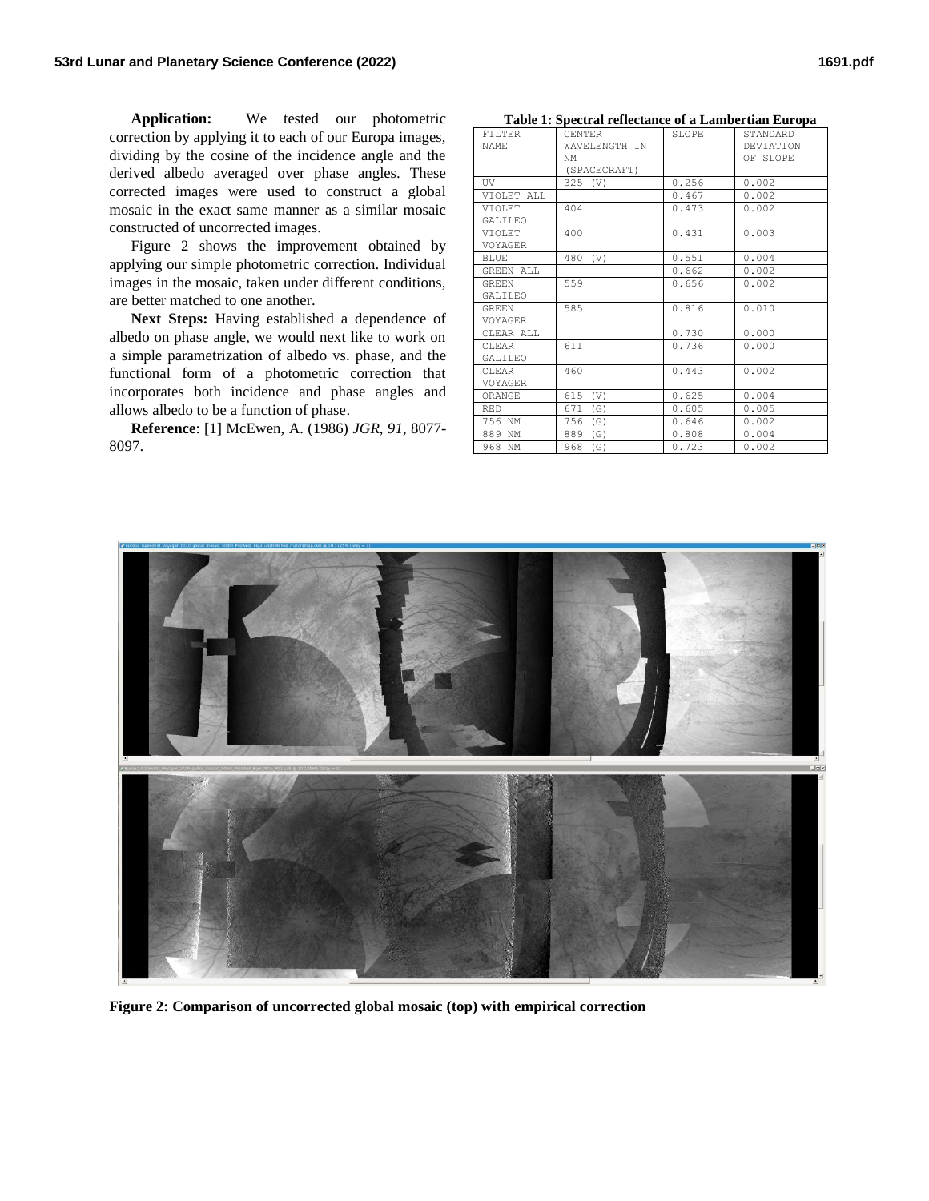**Application:** We tested our photometric correction by applying it to each of our Europa images, dividing by the cosine of the incidence angle and the derived albedo averaged over phase angles. These corrected images were used to construct a global mosaic in the exact same manner as a similar mosaic constructed of uncorrected images.

Figure 2 shows the improvement obtained by applying our simple photometric correction. Individual images in the mosaic, taken under different conditions, are better matched to one another.

**Next Steps:** Having established a dependence of albedo on phase angle, we would next like to work on a simple parametrization of albedo vs. phase, and the functional form of a photometric correction that incorporates both incidence and phase angles and allows albedo to be a function of phase.

**Reference**: [1] McEwen, A. (1986) *JGR*, *91*, 8077-8097.

**Table 1: Spectral reflectance of a Lambertian Europa**

| FILTER NAME | CENTER WAVELENGTH IN NM (SPACECRAFT) | SLOPE | STANDARD DEVIATION OF SLOPE |
|---|---|---|---|
| UV | 325 (V) | 0.256 | 0.002 |
| VIOLET ALL | | 0.467 | 0.002 |
| VIOLET GALILEO | 404 | 0.473 | 0.002 |
| VIOLET VOYAGER | 400 | 0.431 | 0.003 |
| BLUE | 480 (V) | 0.551 | 0.004 |
| GREEN ALL | | 0.662 | 0.002 |
| GREEN GALILEO | 559 | 0.656 | 0.002 |
| GREEN VOYAGER | 585 | 0.816 | 0.010 |
| CLEAR ALL | | 0.730 | 0.000 |
| CLEAR GALILEO | 611 | 0.736 | 0.000 |
| CLEAR VOYAGER | 460 | 0.443 | 0.002 |
| ORANGE | 615 (V) | 0.625 | 0.004 |
| RED | 671 (G) | 0.605 | 0.005 |
| 756 NM | 756 (G) | 0.646 | 0.002 |
| 889 NM | 889 (G) | 0.808 | 0.004 |
| 968 NM | 968 (G) | 0.723 | 0.002 |

**Figure 2: Comparison of uncorrected global mosaic (top) with empirical correction**